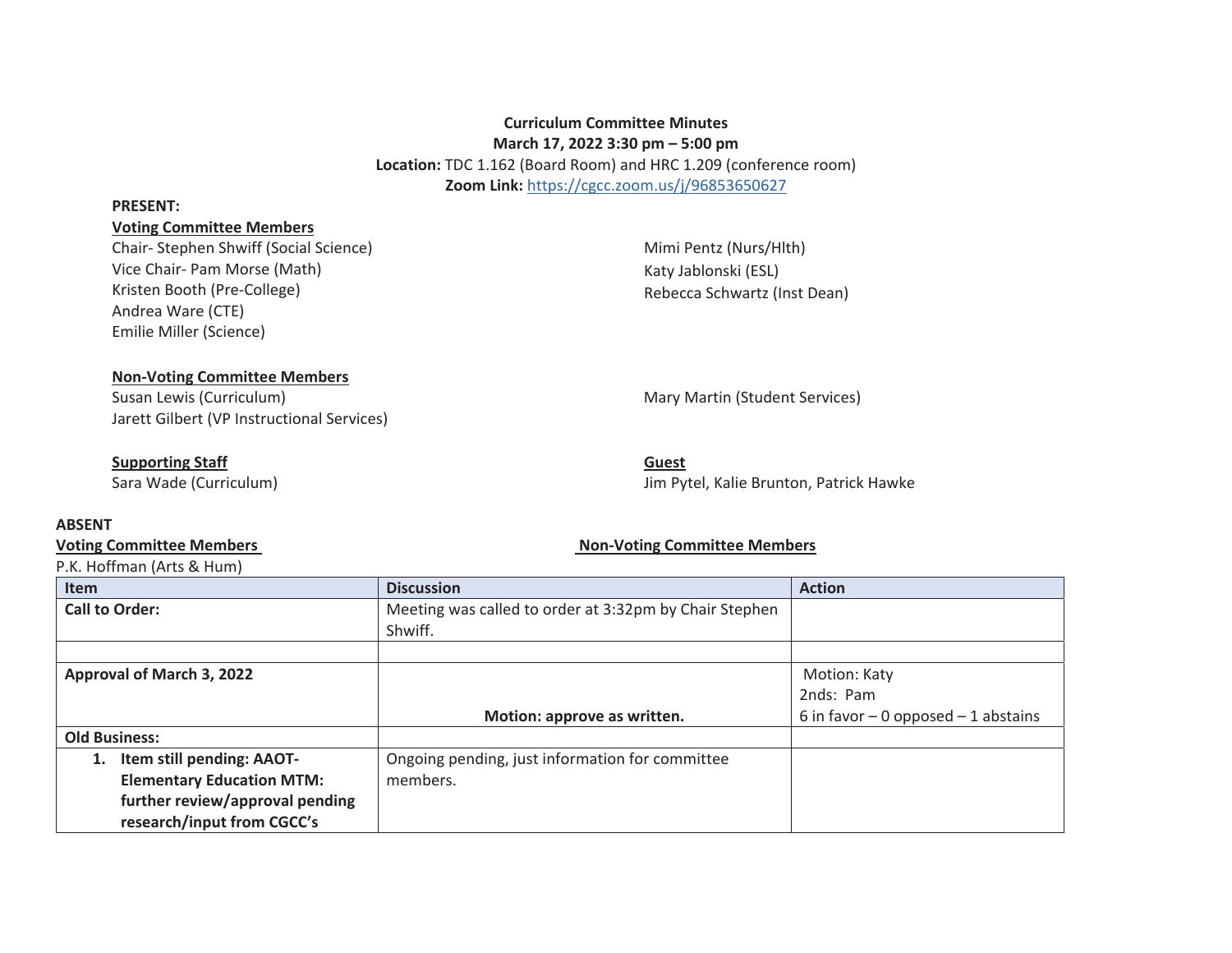**Curriculum Committee Minutes**
**March 17, 2022 3:30 pm – 5:00 pm**
**Location:** TDC 1.162 (Board Room) and HRC 1.209 (conference room)
**Zoom Link:** https://cgcc.zoom.us/j/96853650627

**PRESENT:**

**Voting Committee Members**

Chair- Stephen Shwiff (Social Science)
Vice Chair- Pam Morse (Math)
Kristen Booth (Pre-College)
Andrea Ware (CTE)
Emilie Miller (Science)
Mimi Pentz (Nurs/Hlth)
Katy Jablonski (ESL)
Rebecca Schwartz (Inst Dean)

**Non-Voting Committee Members**

Susan Lewis (Curriculum)
Jarett Gilbert (VP Instructional Services)
Mary Martin (Student Services)

**Supporting Staff**

Sara Wade (Curriculum)

**Guest**

Jim Pytel, Kalie Brunton, Patrick Hawke

**ABSENT**

**Voting Committee Members**

P.K. Hoffman (Arts & Hum)

**Non-Voting Committee Members**

| Item | Discussion | Action |
|---|---|---|
| **Call to Order:** | Meeting was called to order at 3:32pm by Chair Stephen Shwiff. | |
| | | |
| **Approval of March 3, 2022** | **Motion: approve as written.** | Motion: Katy<br>2nds: Pam<br>6 in favor – 0 opposed – 1 abstains |
| **Old Business:** | | |
| **1. Item still pending: AAOT-Elementary Education MTM: further review/approval pending research/input from CGCC's** | Ongoing pending, just information for committee members. | |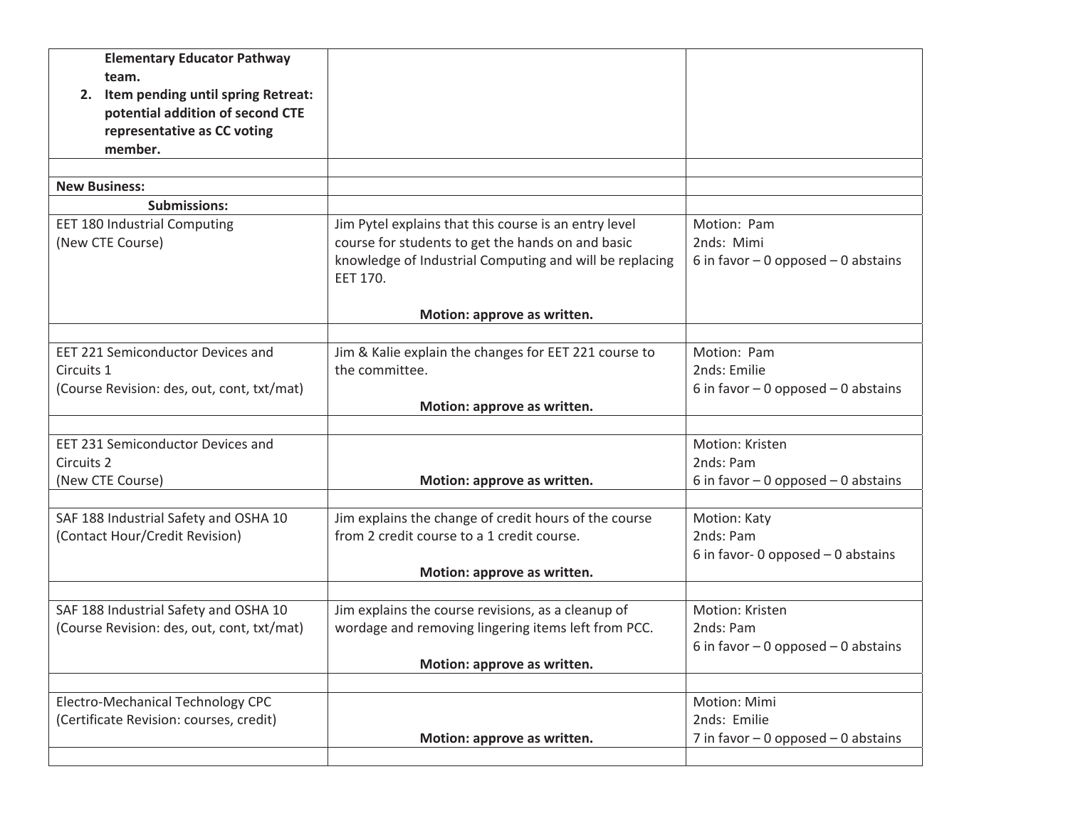| | | |
|---|---|---|
| **Elementary Educator Pathway team.**<br>**2. Item pending until spring Retreat: potential addition of second CTE representative as CC voting member.** | | |
| | | |
| **New Business:** | | |
| **Submissions:** | | |
| EET 180 Industrial Computing<br>(New CTE Course) | Jim Pytel explains that this course is an entry level course for students to get the hands on and basic knowledge of Industrial Computing and will be replacing EET 170.<br><br>**Motion: approve as written.** | Motion: Pam<br>2nds: Mimi<br>6 in favor – 0 opposed – 0 abstains |
| | | |
| EET 221 Semiconductor Devices and Circuits 1<br>(Course Revision: des, out, cont, txt/mat) | Jim & Kalie explain the changes for EET 221 course to the committee.<br><br>**Motion: approve as written.** | Motion: Pam<br>2nds: Emilie<br>6 in favor – 0 opposed – 0 abstains |
| | | |
| EET 231 Semiconductor Devices and Circuits 2<br>(New CTE Course) | **Motion: approve as written.** | Motion: Kristen<br>2nds: Pam<br>6 in favor – 0 opposed – 0 abstains |
| | | |
| SAF 188 Industrial Safety and OSHA 10<br>(Contact Hour/Credit Revision) | Jim explains the change of credit hours of the course from 2 credit course to a 1 credit course.<br><br>**Motion: approve as written.** | Motion: Katy<br>2nds: Pam<br>6 in favor- 0 opposed – 0 abstains |
| | | |
| SAF 188 Industrial Safety and OSHA 10<br>(Course Revision: des, out, cont, txt/mat) | Jim explains the course revisions, as a cleanup of wordage and removing lingering items left from PCC.<br><br>**Motion: approve as written.** | Motion: Kristen<br>2nds: Pam<br>6 in favor – 0 opposed – 0 abstains |
| | | |
| Electro-Mechanical Technology CPC<br>(Certificate Revision: courses, credit) | **Motion: approve as written.** | Motion: Mimi<br>2nds: Emilie<br>7 in favor – 0 opposed – 0 abstains |
| | | |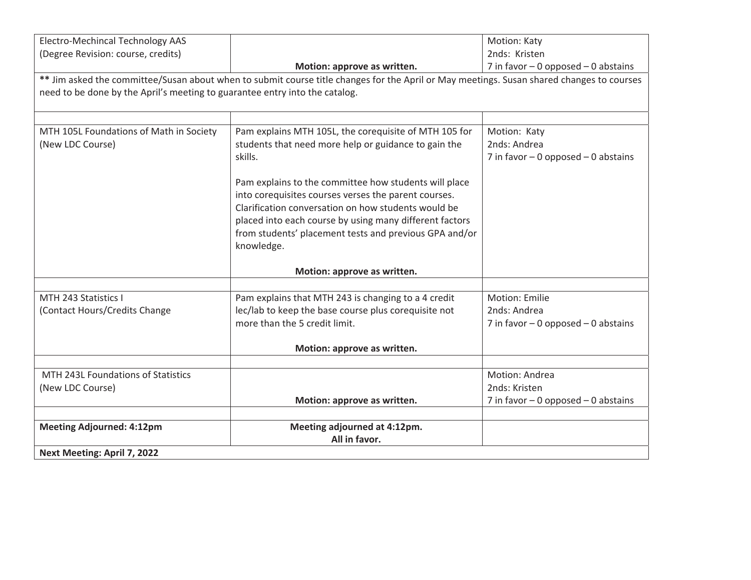| | | |
|---|---|---|
| Electro-Mechincal Technology AAS (Degree Revision: course, credits) | **Motion: approve as written.** | Motion: Katy<br>2nds: Kristen<br>7 in favor – 0 opposed – 0 abstains |
| ** Jim asked the committee/Susan about when to submit course title changes for the April or May meetings. Susan shared changes to courses need to be done by the April's meeting to guarantee entry into the catalog. | | |
| | | |
| MTH 105L Foundations of Math in Society (New LDC Course) | Pam explains MTH 105L, the corequisite of MTH 105 for students that need more help or guidance to gain the skills.<br><br>Pam explains to the committee how students will place into corequisites courses verses the parent courses. Clarification conversation on how students would be placed into each course by using many different factors from students' placement tests and previous GPA and/or knowledge.<br><br>**Motion: approve as written.** | Motion: Katy<br>2nds: Andrea<br>7 in favor – 0 opposed – 0 abstains |
| | | |
| MTH 243 Statistics I (Contact Hours/Credits Change | Pam explains that MTH 243 is changing to a 4 credit lec/lab to keep the base course plus corequisite not more than the 5 credit limit.<br><br>**Motion: approve as written.** | Motion: Emilie<br>2nds: Andrea<br>7 in favor – 0 opposed – 0 abstains |
| | | |
| MTH 243L Foundations of Statistics (New LDC Course) | **Motion: approve as written.** | Motion: Andrea<br>2nds: Kristen<br>7 in favor – 0 opposed – 0 abstains |
| | | |
| **Meeting Adjourned: 4:12pm** | **Meeting adjourned at 4:12pm.<br>All in favor.** | |
| **Next Meeting: April 7, 2022** | | |